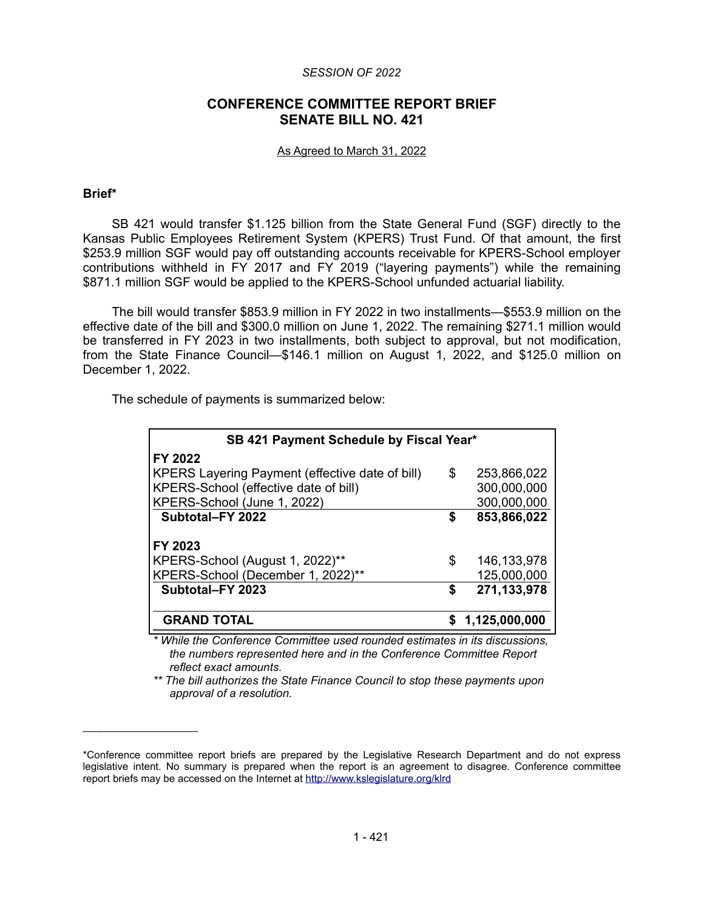*SESSION OF 2022*

## CONFERENCE COMMITTEE REPORT BRIEF
## SENATE BILL NO. 421

As Agreed to March 31, 2022

**Brief***

SB 421 would transfer $1.125 billion from the State General Fund (SGF) directly to the Kansas Public Employees Retirement System (KPERS) Trust Fund. Of that amount, the first $253.9 million SGF would pay off outstanding accounts receivable for KPERS-School employer contributions withheld in FY 2017 and FY 2019 ("layering payments") while the remaining $871.1 million SGF would be applied to the KPERS-School unfunded actuarial liability.

The bill would transfer $853.9 million in FY 2022 in two installments—$553.9 million on the effective date of the bill and $300.0 million on June 1, 2022. The remaining $271.1 million would be transferred in FY 2023 in two installments, both subject to approval, but not modification, from the State Finance Council—$146.1 million on August 1, 2022, and $125.0 million on December 1, 2022.

The schedule of payments is summarized below:

| SB 421 Payment Schedule by Fiscal Year* | | |
|---|---|---|
| **FY 2022** | | |
| KPERS Layering Payment (effective date of bill) | $ | 253,866,022 |
| KPERS-School (effective date of bill) | | 300,000,000 |
| KPERS-School (June 1, 2022) | | 300,000,000 |
| **Subtotal–FY 2022** | **$** | **853,866,022** |
| **FY 2023** | | |
| KPERS-School (August 1, 2022)** | $ | 146,133,978 |
| KPERS-School (December 1, 2022)** | | 125,000,000 |
| **Subtotal–FY 2023** | **$** | **271,133,978** |
| **GRAND TOTAL** | **$** | **1,125,000,000** |

*\* While the Conference Committee used rounded estimates in its discussions, the numbers represented here and in the Conference Committee Report reflect exact amounts.*

*\*\* The bill authorizes the State Finance Council to stop these payments upon approval of a resolution.*

---

*Conference committee report briefs are prepared by the Legislative Research Department and do not express legislative intent. No summary is prepared when the report is an agreement to disagree. Conference committee report briefs may be accessed on the Internet at http://www.kslegislature.org/klrd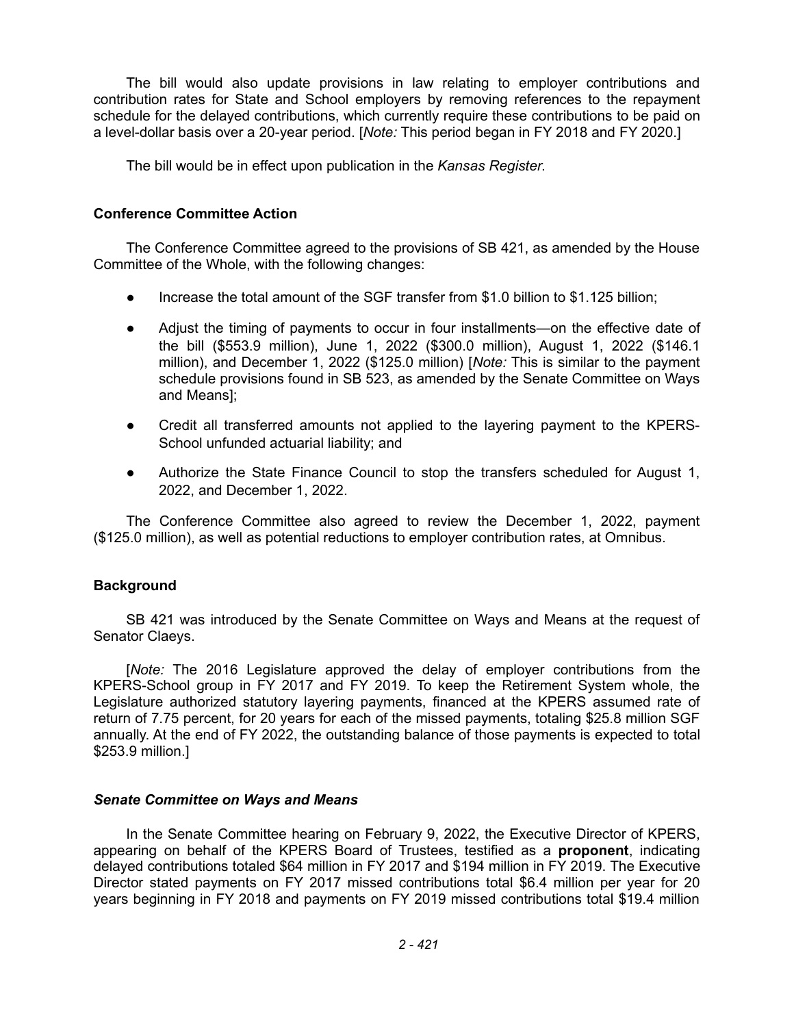The bill would also update provisions in law relating to employer contributions and contribution rates for State and School employers by removing references to the repayment schedule for the delayed contributions, which currently require these contributions to be paid on a level-dollar basis over a 20-year period. [*Note:* This period began in FY 2018 and FY 2020.]

The bill would be in effect upon publication in the *Kansas Register.*

### Conference Committee Action

The Conference Committee agreed to the provisions of SB 421, as amended by the House Committee of the Whole, with the following changes:

- Increase the total amount of the SGF transfer from $1.0 billion to $1.125 billion;
- Adjust the timing of payments to occur in four installments—on the effective date of the bill ($553.9 million), June 1, 2022 ($300.0 million), August 1, 2022 ($146.1 million), and December 1, 2022 ($125.0 million) [*Note:* This is similar to the payment schedule provisions found in SB 523, as amended by the Senate Committee on Ways and Means];
- Credit all transferred amounts not applied to the layering payment to the KPERS-School unfunded actuarial liability; and
- Authorize the State Finance Council to stop the transfers scheduled for August 1, 2022, and December 1, 2022.

The Conference Committee also agreed to review the December 1, 2022, payment ($125.0 million), as well as potential reductions to employer contribution rates, at Omnibus.

### Background

SB 421 was introduced by the Senate Committee on Ways and Means at the request of Senator Claeys.

[*Note:* The 2016 Legislature approved the delay of employer contributions from the KPERS-School group in FY 2017 and FY 2019. To keep the Retirement System whole, the Legislature authorized statutory layering payments, financed at the KPERS assumed rate of return of 7.75 percent, for 20 years for each of the missed payments, totaling $25.8 million SGF annually. At the end of FY 2022, the outstanding balance of those payments is expected to total $253.9 million.]

#### *Senate Committee on Ways and Means*

In the Senate Committee hearing on February 9, 2022, the Executive Director of KPERS, appearing on behalf of the KPERS Board of Trustees, testified as a **proponent**, indicating delayed contributions totaled $64 million in FY 2017 and $194 million in FY 2019. The Executive Director stated payments on FY 2017 missed contributions total $6.4 million per year for 20 years beginning in FY 2018 and payments on FY 2019 missed contributions total $19.4 million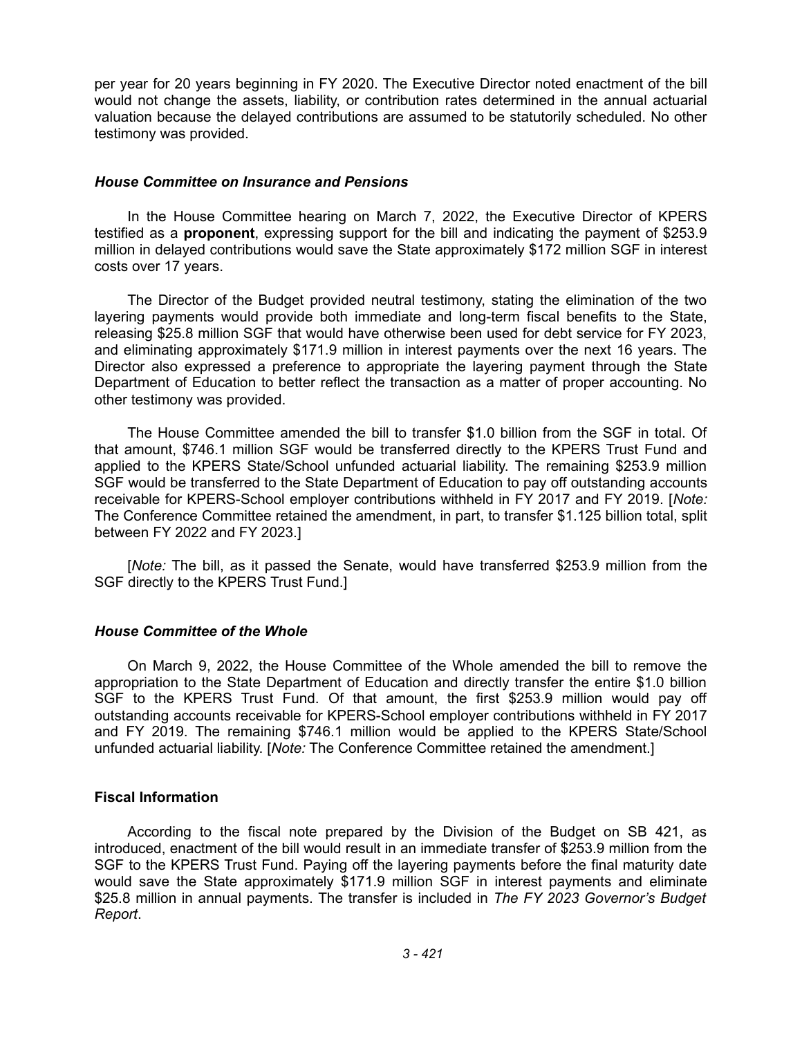per year for 20 years beginning in FY 2020. The Executive Director noted enactment of the bill would not change the assets, liability, or contribution rates determined in the annual actuarial valuation because the delayed contributions are assumed to be statutorily scheduled. No other testimony was provided.

### *House Committee on Insurance and Pensions*

In the House Committee hearing on March 7, 2022, the Executive Director of KPERS testified as a **proponent**, expressing support for the bill and indicating the payment of $253.9 million in delayed contributions would save the State approximately $172 million SGF in interest costs over 17 years.

The Director of the Budget provided neutral testimony, stating the elimination of the two layering payments would provide both immediate and long-term fiscal benefits to the State, releasing $25.8 million SGF that would have otherwise been used for debt service for FY 2023, and eliminating approximately $171.9 million in interest payments over the next 16 years. The Director also expressed a preference to appropriate the layering payment through the State Department of Education to better reflect the transaction as a matter of proper accounting. No other testimony was provided.

The House Committee amended the bill to transfer $1.0 billion from the SGF in total. Of that amount, $746.1 million SGF would be transferred directly to the KPERS Trust Fund and applied to the KPERS State/School unfunded actuarial liability. The remaining $253.9 million SGF would be transferred to the State Department of Education to pay off outstanding accounts receivable for KPERS-School employer contributions withheld in FY 2017 and FY 2019. [*Note:* The Conference Committee retained the amendment, in part, to transfer $1.125 billion total, split between FY 2022 and FY 2023.]

[*Note:* The bill, as it passed the Senate, would have transferred $253.9 million from the SGF directly to the KPERS Trust Fund.]

### *House Committee of the Whole*

On March 9, 2022, the House Committee of the Whole amended the bill to remove the appropriation to the State Department of Education and directly transfer the entire $1.0 billion SGF to the KPERS Trust Fund. Of that amount, the first $253.9 million would pay off outstanding accounts receivable for KPERS-School employer contributions withheld in FY 2017 and FY 2019. The remaining $746.1 million would be applied to the KPERS State/School unfunded actuarial liability. [*Note:* The Conference Committee retained the amendment.]

## Fiscal Information

According to the fiscal note prepared by the Division of the Budget on SB 421, as introduced, enactment of the bill would result in an immediate transfer of $253.9 million from the SGF to the KPERS Trust Fund. Paying off the layering payments before the final maturity date would save the State approximately $171.9 million SGF in interest payments and eliminate $25.8 million in annual payments. The transfer is included in *The FY 2023 Governor's Budget Report*.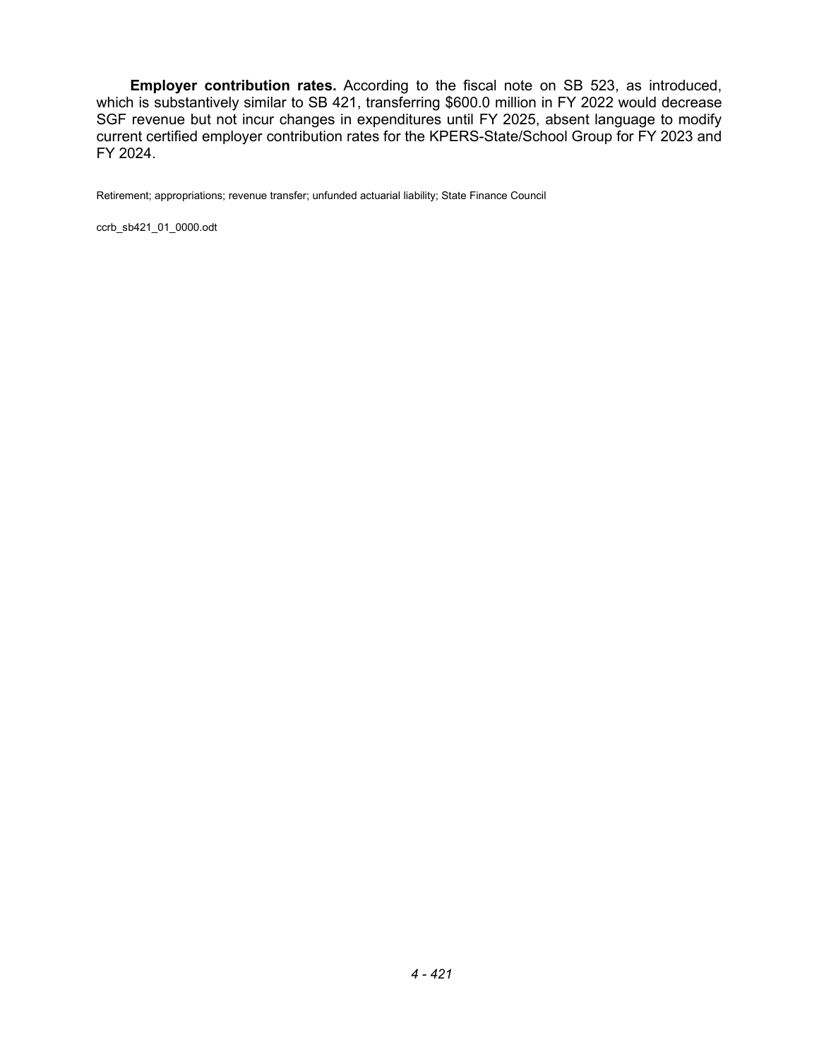**Employer contribution rates.** According to the fiscal note on SB 523, as introduced, which is substantively similar to SB 421, transferring $600.0 million in FY 2022 would decrease SGF revenue but not incur changes in expenditures until FY 2025, absent language to modify current certified employer contribution rates for the KPERS-State/School Group for FY 2023 and FY 2024.

Retirement; appropriations; revenue transfer; unfunded actuarial liability; State Finance Council

ccrb_sb421_01_0000.odt